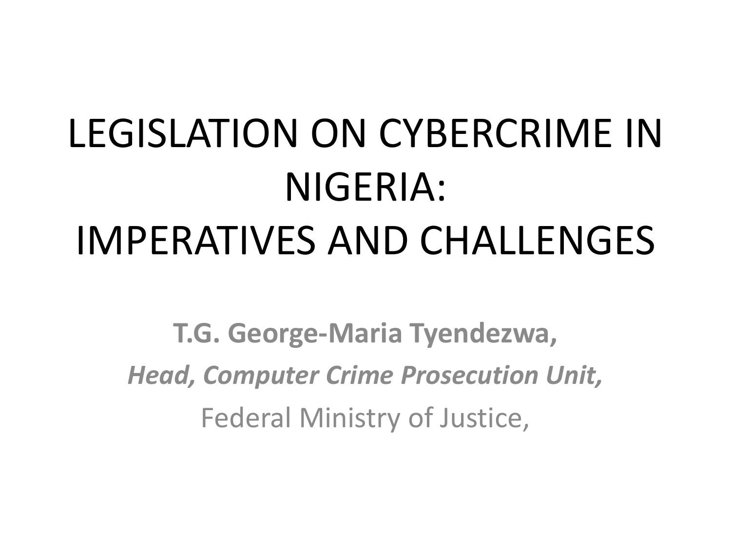# LEGISLATION ON CYBERCRIME IN NIGERIA: IMPERATIVES AND CHALLENGES

**T.G. George-Maria Tyendezwa,**

***Head, Computer Crime Prosecution Unit,***

Federal Ministry of Justice,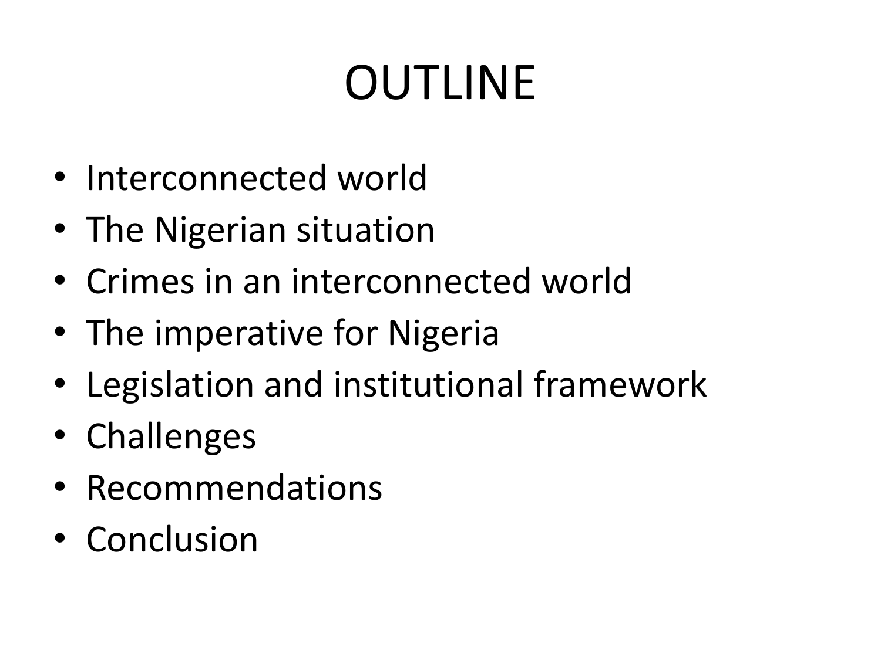# OUTLINE

- Interconnected world
- The Nigerian situation
- Crimes in an interconnected world
- The imperative for Nigeria
- Legislation and institutional framework
- Challenges
- Recommendations
- Conclusion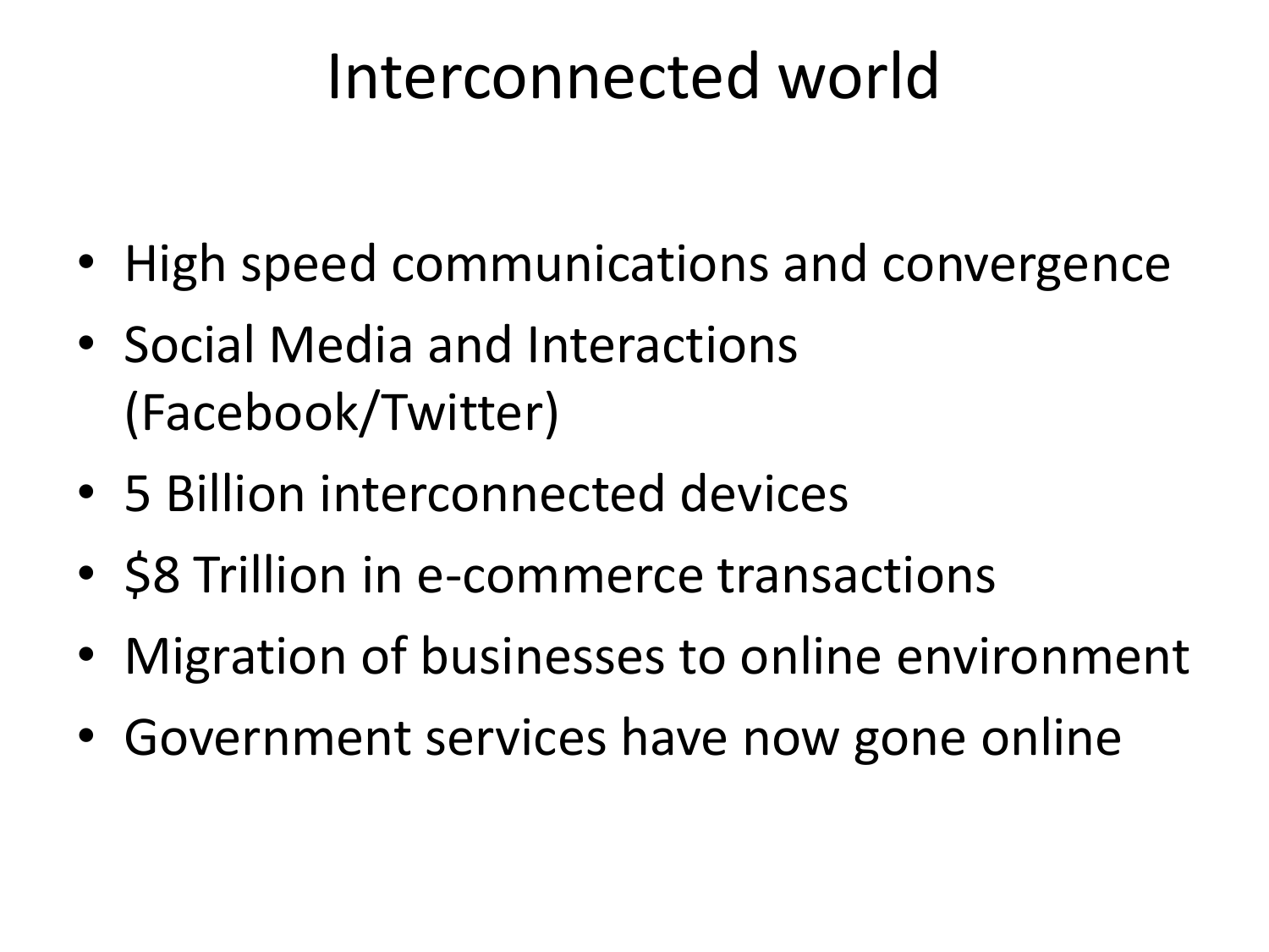# Interconnected world

- High speed communications and convergence
- Social Media and Interactions (Facebook/Twitter)
- 5 Billion interconnected devices
- $8 Trillion in e-commerce transactions
- Migration of businesses to online environment
- Government services have now gone online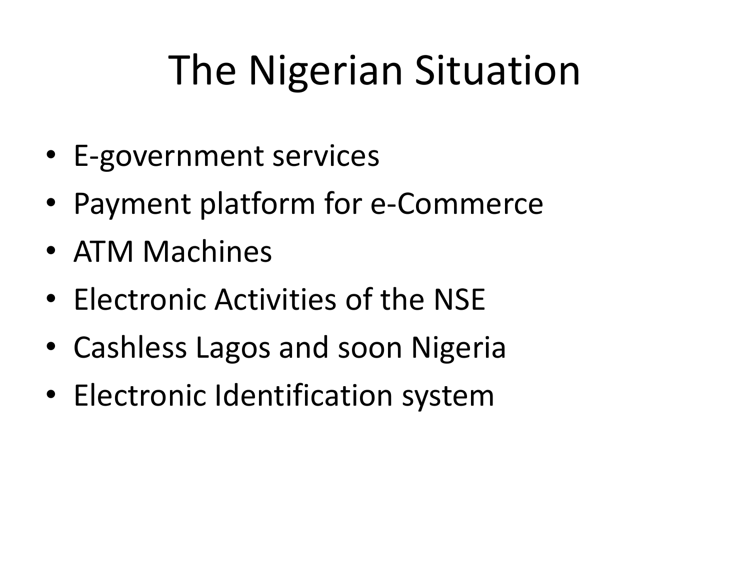# The Nigerian Situation

- E-government services
- Payment platform for e-Commerce
- ATM Machines
- Electronic Activities of the NSE
- Cashless Lagos and soon Nigeria
- Electronic Identification system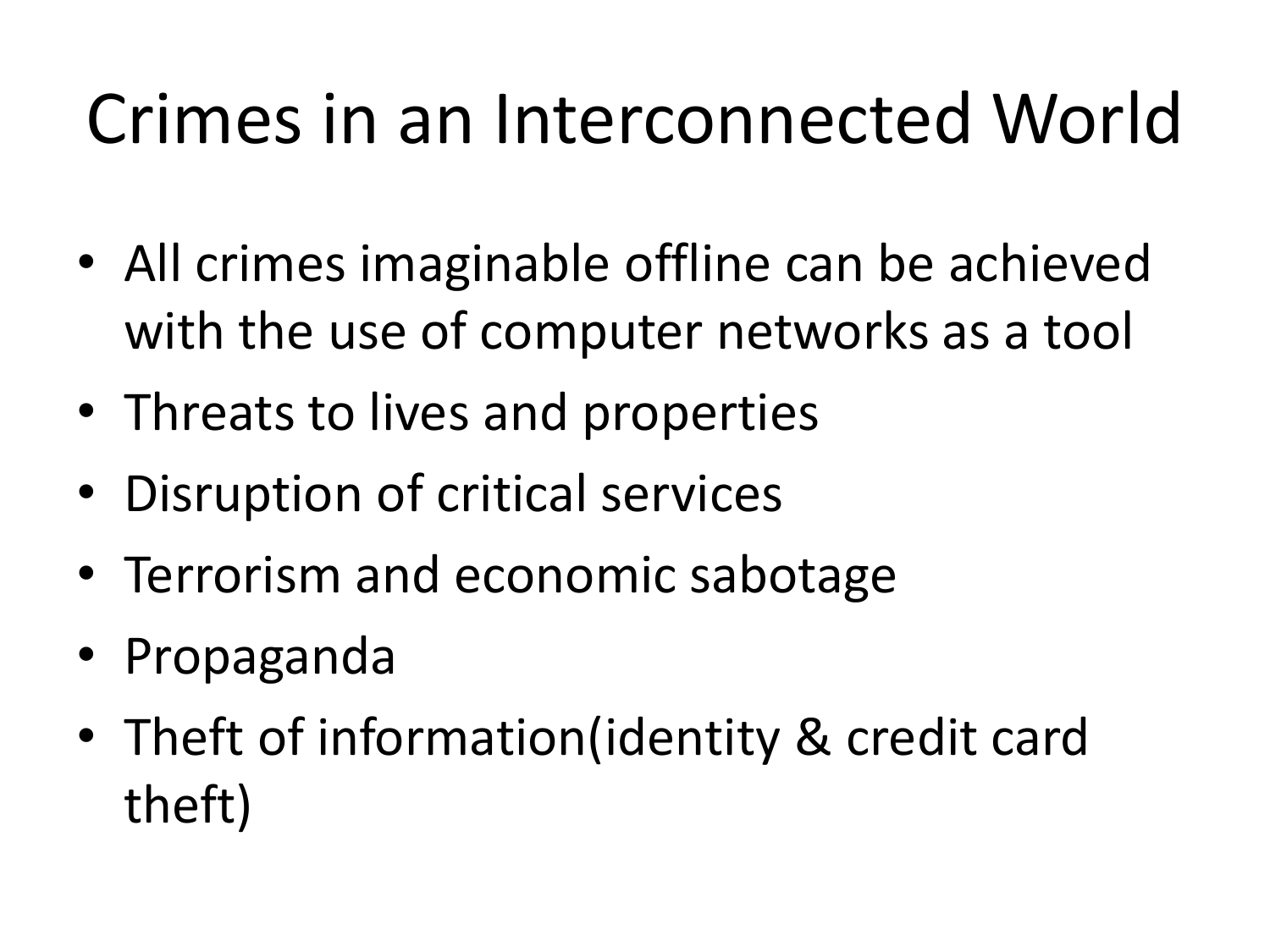# Crimes in an Interconnected World

- All crimes imaginable offline can be achieved with the use of computer networks as a tool
- Threats to lives and properties
- Disruption of critical services
- Terrorism and economic sabotage
- Propaganda
- Theft of information(identity & credit card theft)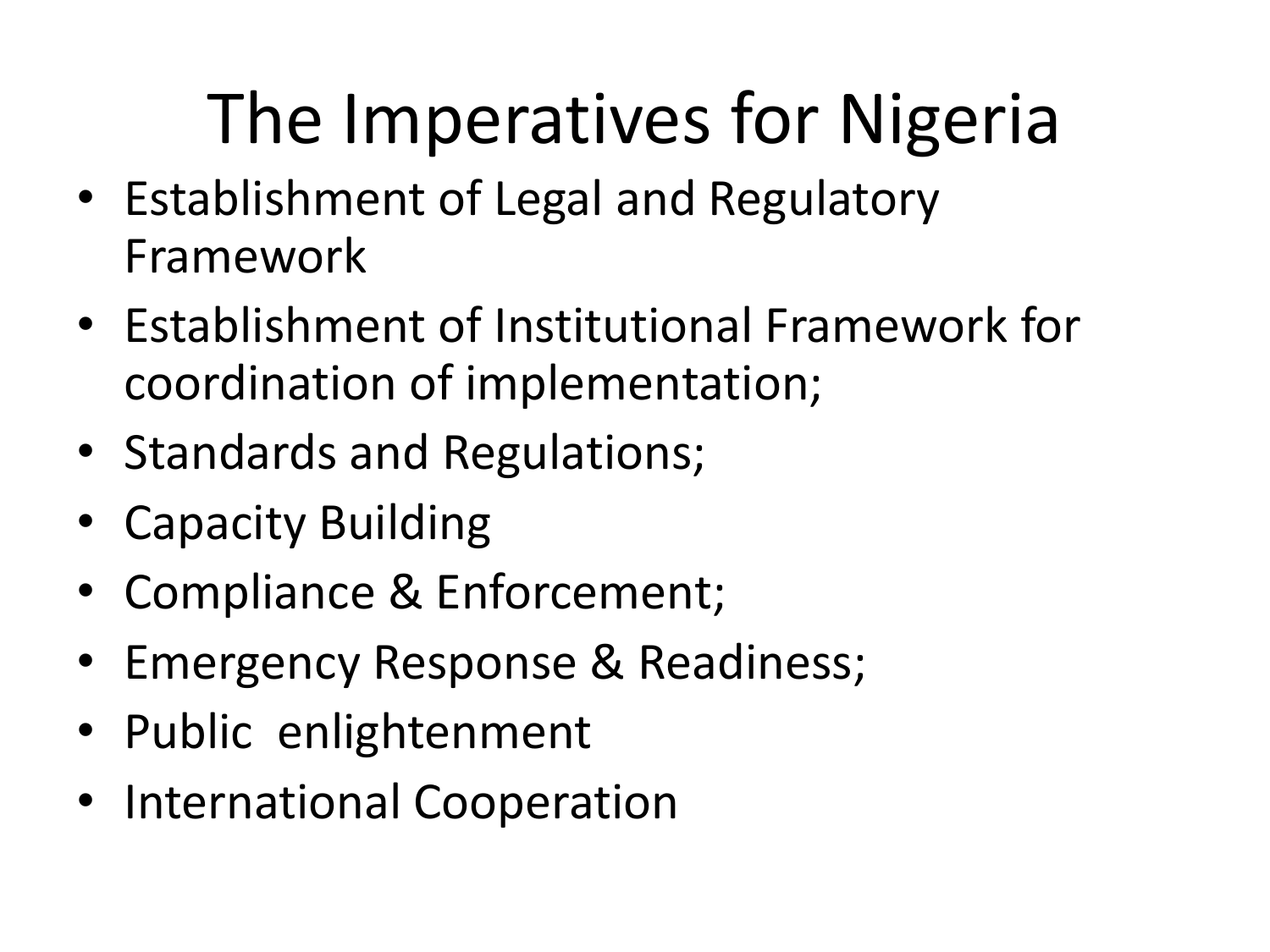# The Imperatives for Nigeria

- Establishment of Legal and Regulatory Framework
- Establishment of Institutional Framework for coordination of implementation;
- Standards and Regulations;
- Capacity Building
- Compliance & Enforcement;
- Emergency Response & Readiness;
- Public enlightenment
- International Cooperation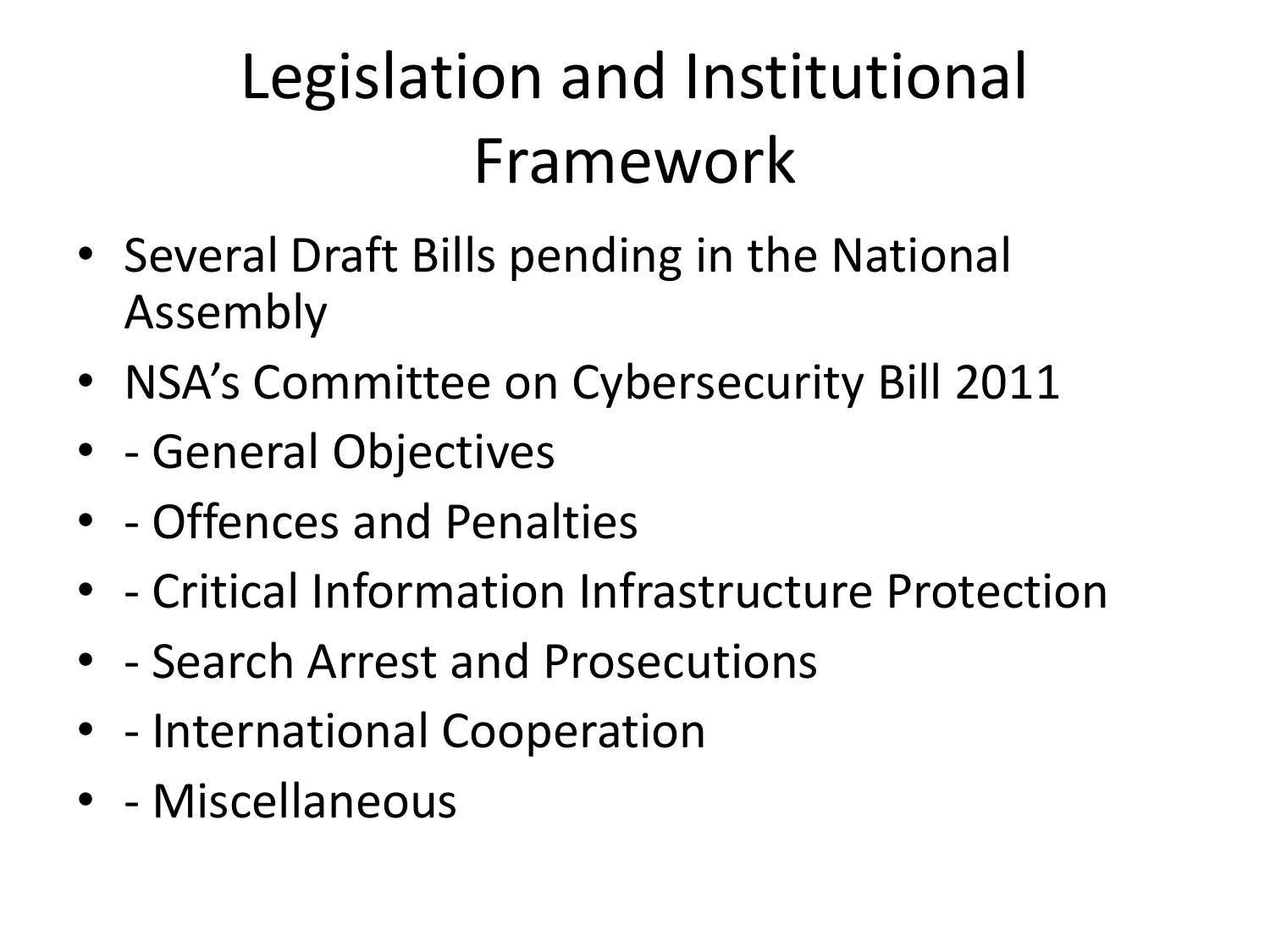# Legislation and Institutional Framework

- Several Draft Bills pending in the National Assembly
- NSA's Committee on Cybersecurity Bill 2011
- - General Objectives
- - Offences and Penalties
- - Critical Information Infrastructure Protection
- - Search Arrest and Prosecutions
- - International Cooperation
- - Miscellaneous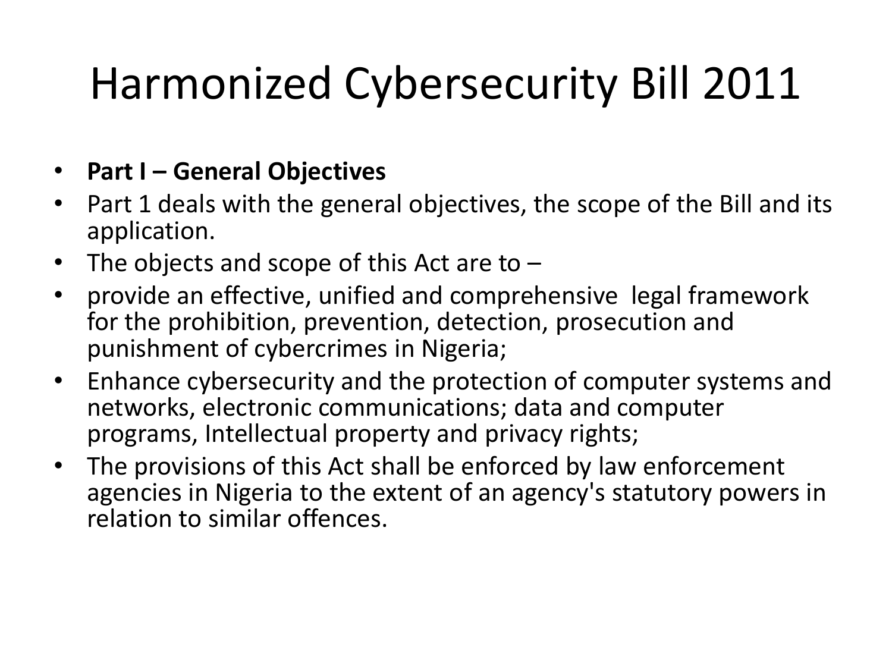# Harmonized Cybersecurity Bill 2011

- **Part I – General Objectives**
- Part 1 deals with the general objectives, the scope of the Bill and its application.
- The objects and scope of this Act are to –
- provide an effective, unified and comprehensive legal framework for the prohibition, prevention, detection, prosecution and punishment of cybercrimes in Nigeria;
- Enhance cybersecurity and the protection of computer systems and networks, electronic communications; data and computer programs, Intellectual property and privacy rights;
- The provisions of this Act shall be enforced by law enforcement agencies in Nigeria to the extent of an agency's statutory powers in relation to similar offences.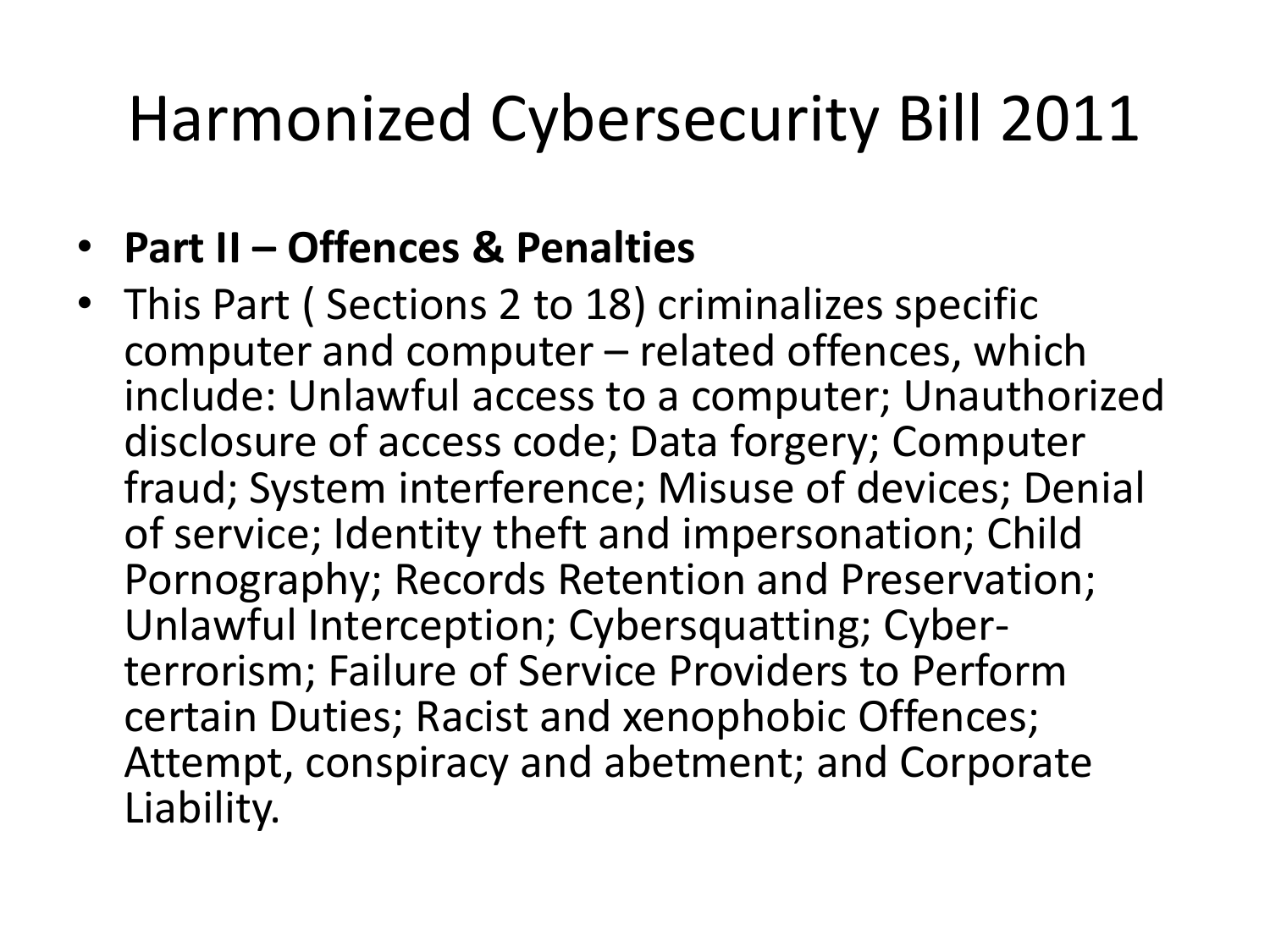# Harmonized Cybersecurity Bill 2011

- **Part II – Offences & Penalties**
- This Part ( Sections 2 to 18) criminalizes specific computer and computer – related offences, which include: Unlawful access to a computer; Unauthorized disclosure of access code; Data forgery; Computer fraud; System interference; Misuse of devices; Denial of service; Identity theft and impersonation; Child Pornography; Records Retention and Preservation; Unlawful Interception; Cybersquatting; Cyber-terrorism; Failure of Service Providers to Perform certain Duties; Racist and xenophobic Offences; Attempt, conspiracy and abetment; and Corporate Liability.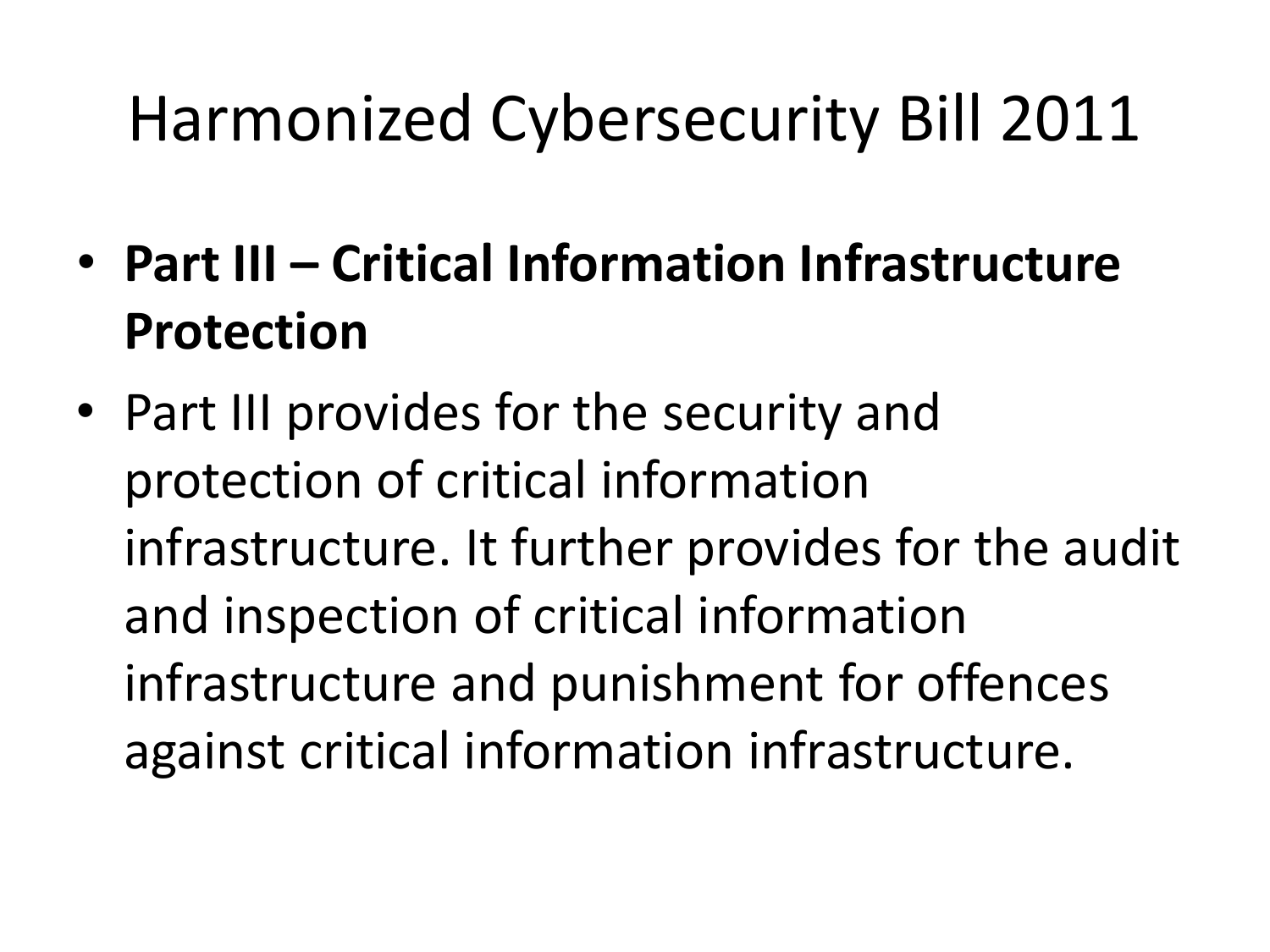# Harmonized Cybersecurity Bill 2011

- **Part III – Critical Information Infrastructure Protection**
- Part III provides for the security and protection of critical information infrastructure. It further provides for the audit and inspection of critical information infrastructure and punishment for offences against critical information infrastructure.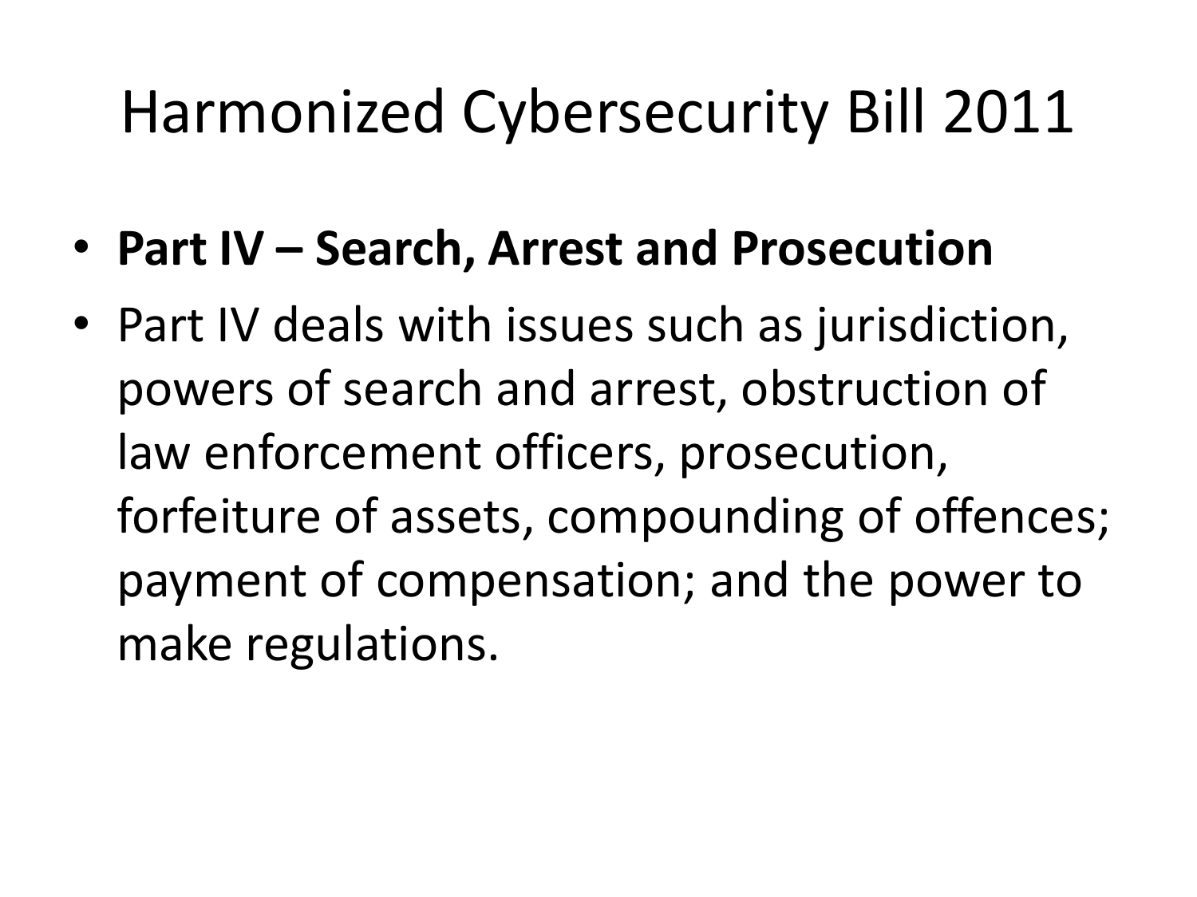# Harmonized Cybersecurity Bill 2011

- **Part IV – Search, Arrest and Prosecution**
- Part IV deals with issues such as jurisdiction, powers of search and arrest, obstruction of law enforcement officers, prosecution, forfeiture of assets, compounding of offences; payment of compensation; and the power to make regulations.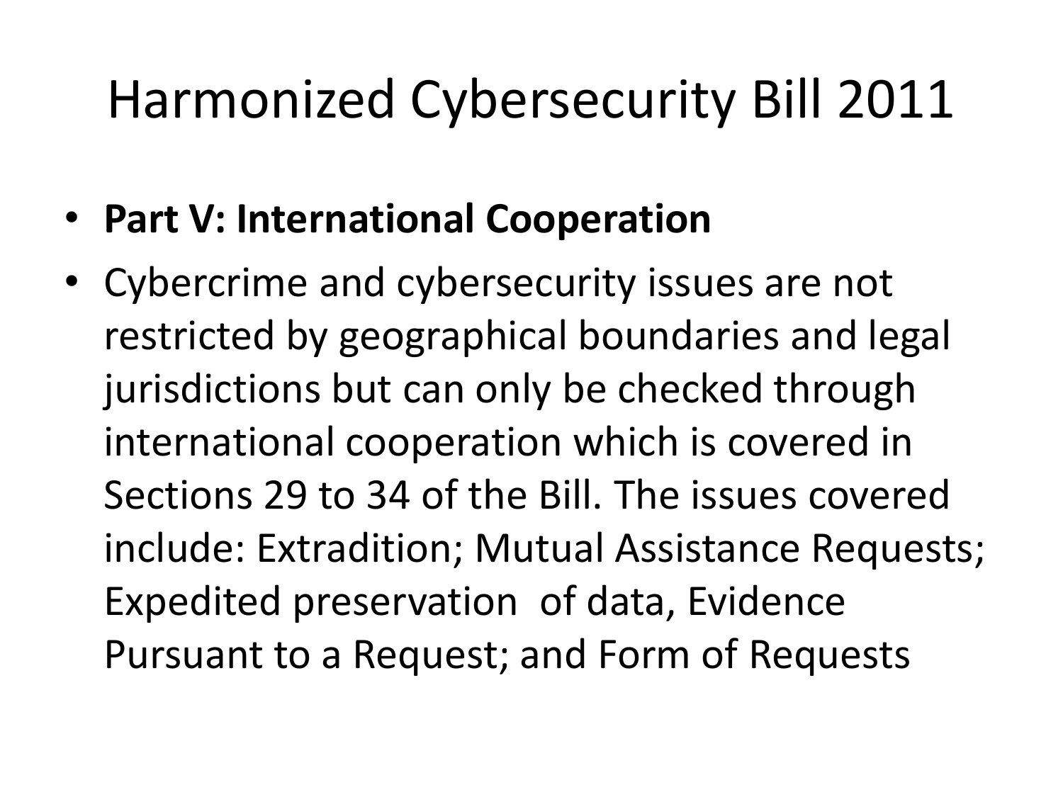# Harmonized Cybersecurity Bill 2011

- **Part V: International Cooperation**
- Cybercrime and cybersecurity issues are not restricted by geographical boundaries and legal jurisdictions but can only be checked through international cooperation which is covered in Sections 29 to 34 of the Bill. The issues covered include: Extradition; Mutual Assistance Requests; Expedited preservation of data, Evidence Pursuant to a Request; and Form of Requests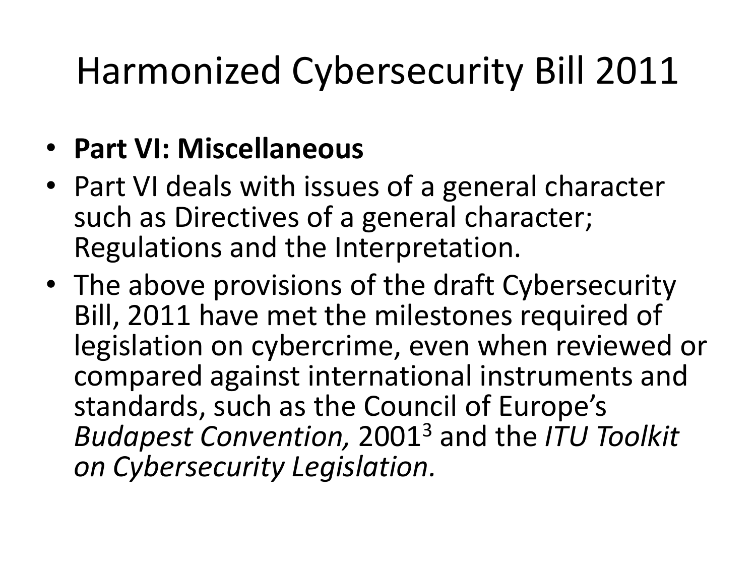# Harmonized Cybersecurity Bill 2011

- **Part VI: Miscellaneous**
- Part VI deals with issues of a general character such as Directives of a general character; Regulations and the Interpretation.
- The above provisions of the draft Cybersecurity Bill, 2011 have met the milestones required of legislation on cybercrime, even when reviewed or compared against international instruments and standards, such as the Council of Europe's *Budapest Convention,* 2001[3] and the *ITU Toolkit on Cybersecurity Legislation.*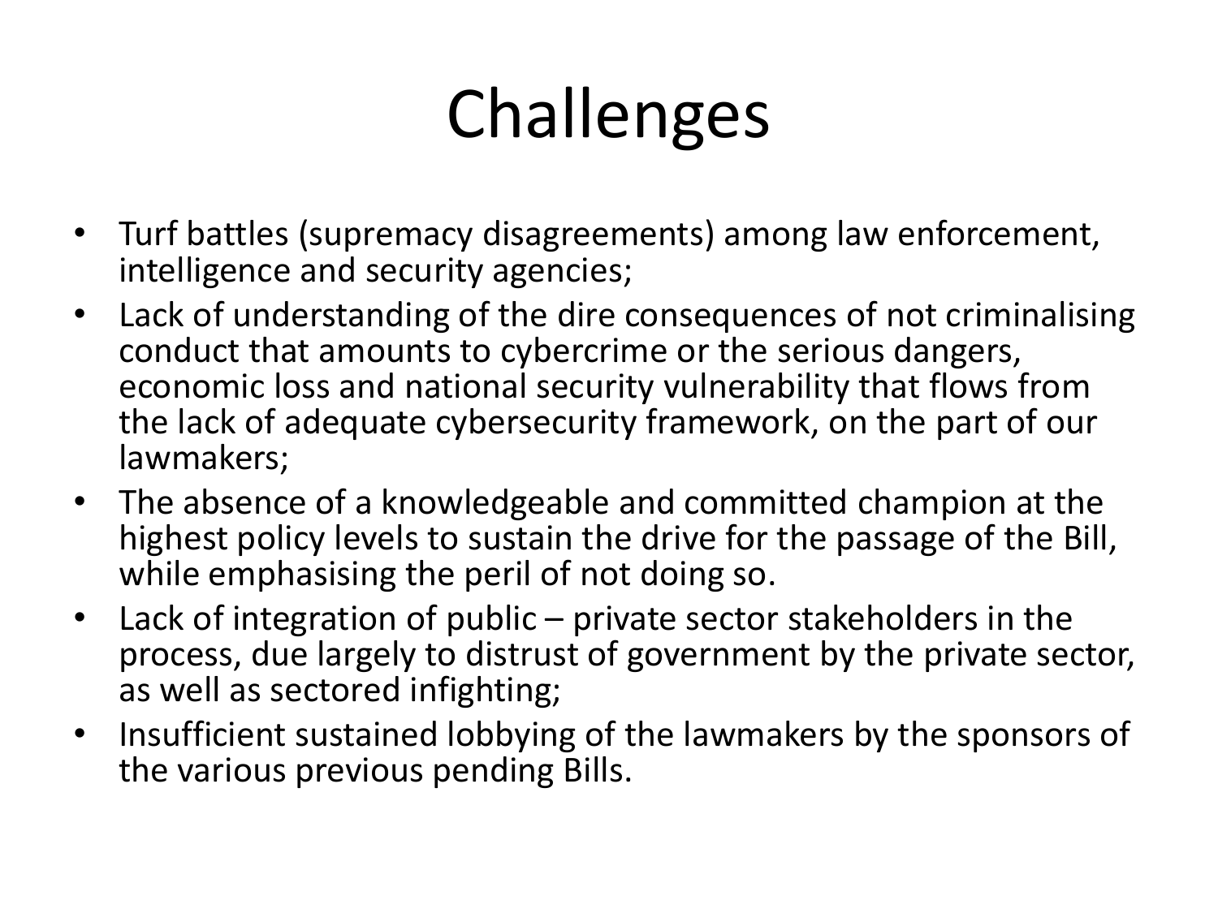# Challenges

- Turf battles (supremacy disagreements) among law enforcement, intelligence and security agencies;
- Lack of understanding of the dire consequences of not criminalising conduct that amounts to cybercrime or the serious dangers, economic loss and national security vulnerability that flows from the lack of adequate cybersecurity framework, on the part of our lawmakers;
- The absence of a knowledgeable and committed champion at the highest policy levels to sustain the drive for the passage of the Bill, while emphasising the peril of not doing so.
- Lack of integration of public – private sector stakeholders in the process, due largely to distrust of government by the private sector, as well as sectored infighting;
- Insufficient sustained lobbying of the lawmakers by the sponsors of the various previous pending Bills.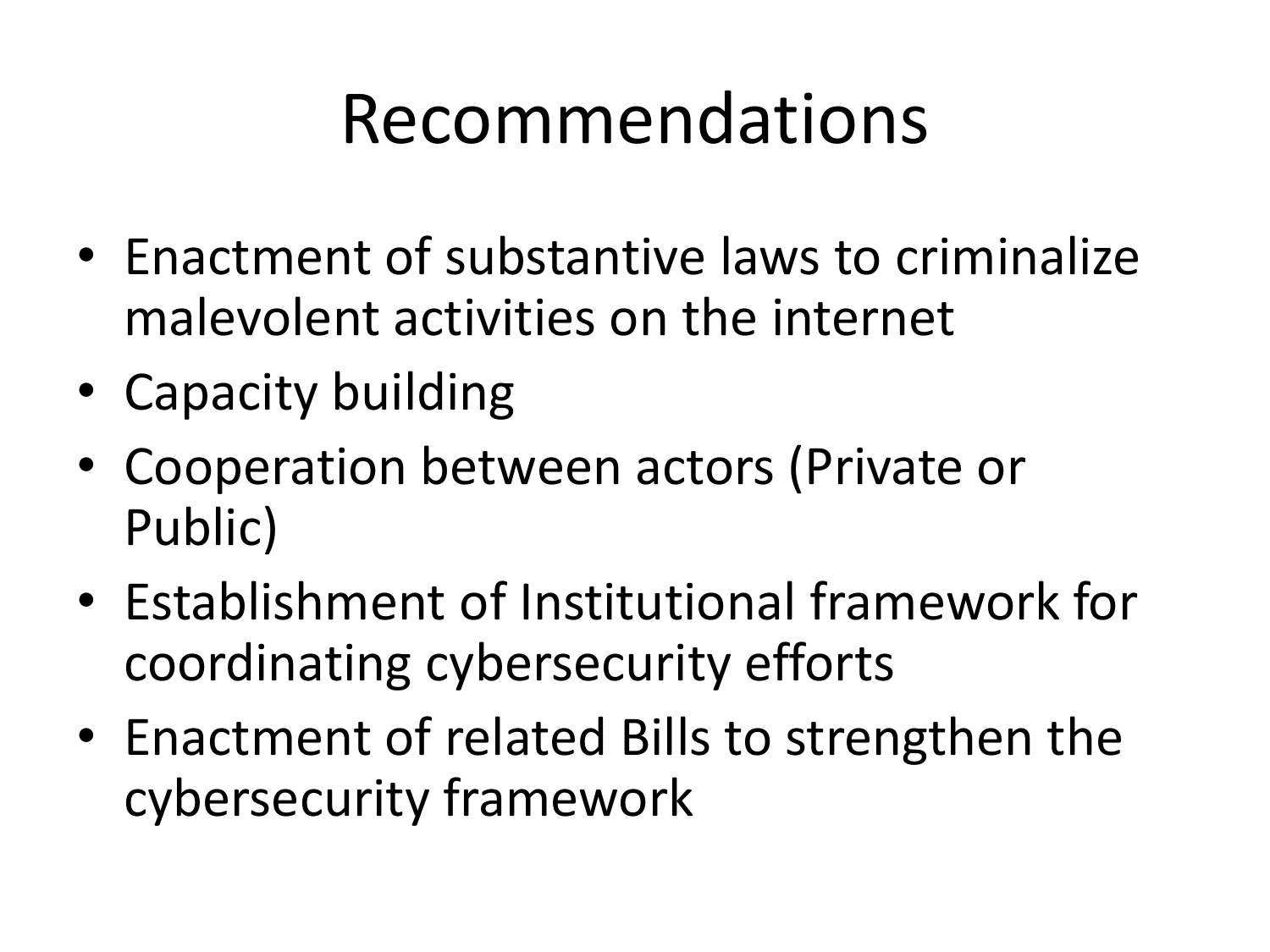# Recommendations

- Enactment of substantive laws to criminalize malevolent activities on the internet
- Capacity building
- Cooperation between actors (Private or Public)
- Establishment of Institutional framework for coordinating cybersecurity efforts
- Enactment of related Bills to strengthen the cybersecurity framework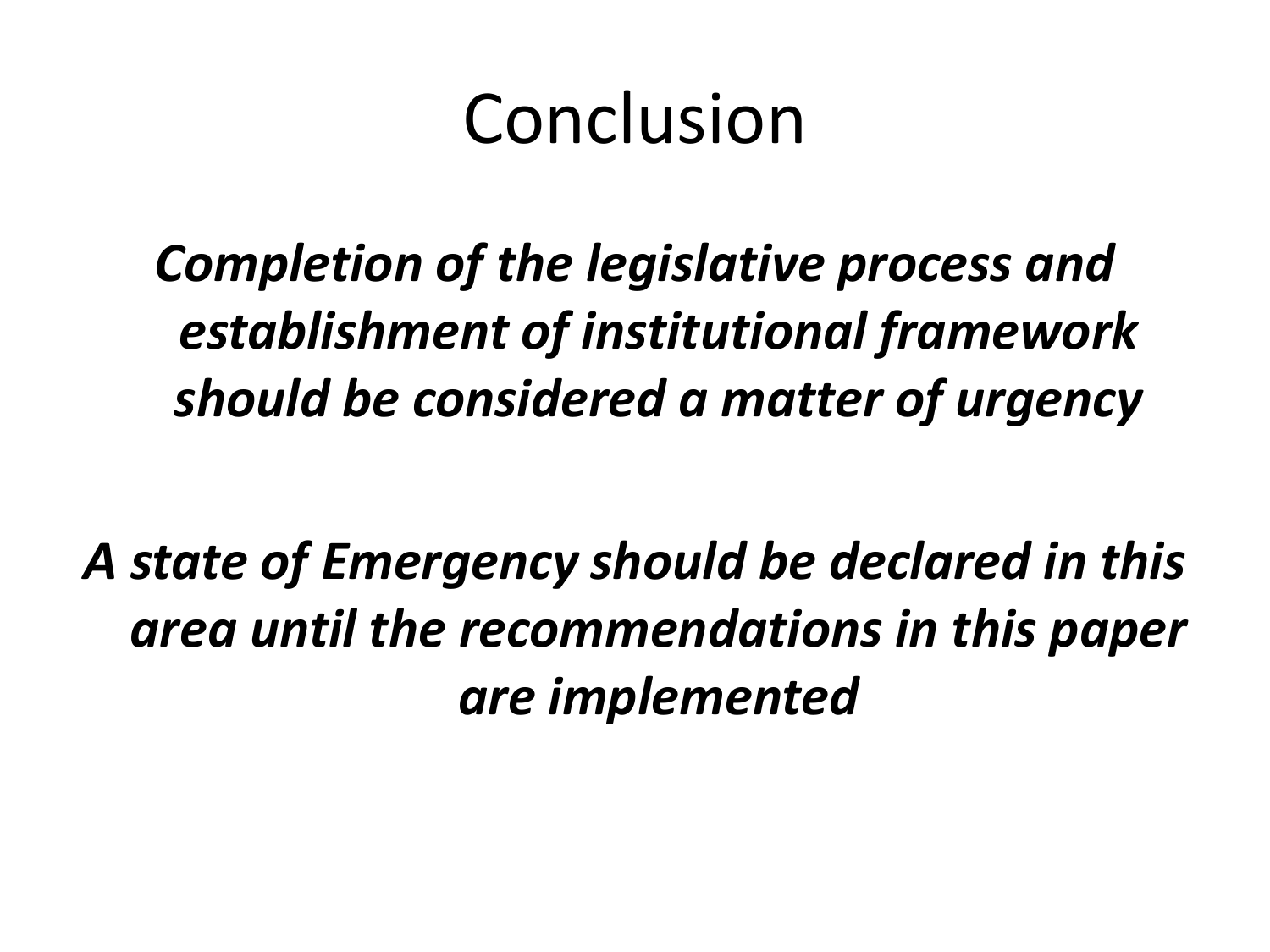# Conclusion

***Completion of the legislative process and establishment of institutional framework should be considered a matter of urgency***

***A state of Emergency should be declared in this area until the recommendations in this paper are implemented***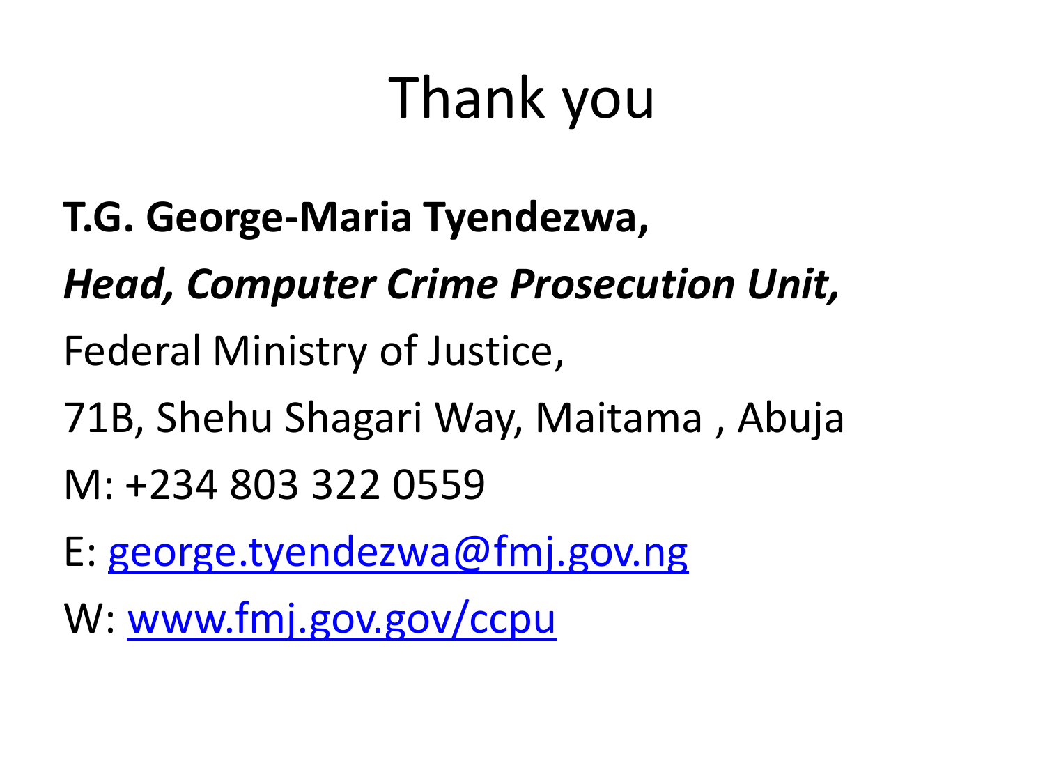# Thank you

**T.G. George-Maria Tyendezwa,**

***Head, Computer Crime Prosecution Unit,***

Federal Ministry of Justice,

71B, Shehu Shagari Way, Maitama , Abuja

M: +234 803 322 0559

E: george.tyendezwa@fmj.gov.ng

W: www.fmj.gov.gov/ccpu